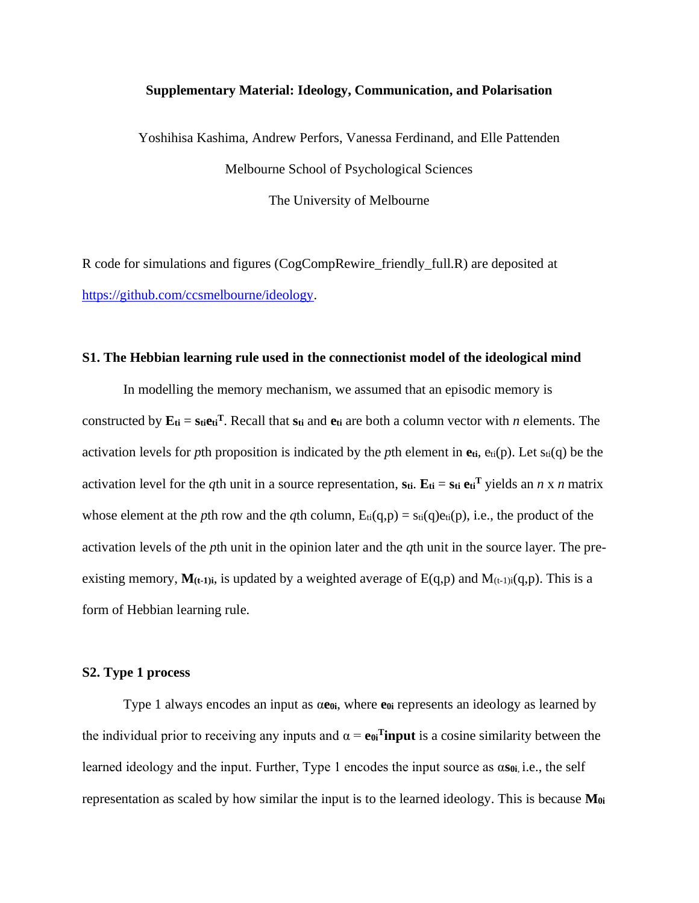**Supplementary Material: Ideology, Communication, and Polarisation**

Yoshihisa Kashima, Andrew Perfors, Vanessa Ferdinand, and Elle Pattenden

Melbourne School of Psychological Sciences

The University of Melbourne

R code for simulations and figures (CogCompRewire_friendly_full.R) are deposited at https://github.com/ccsmelbourne/ideology.

## S1. The Hebbian learning rule used in the connectionist model of the ideological mind

In modelling the memory mechanism, we assumed that an episodic memory is constructed by $\mathbf{E_{ti}} = \mathbf{s_{ti}}\mathbf{e_{ti}}^\mathbf{T}$. Recall that $\mathbf{s_{ti}}$ and $\mathbf{e_{ti}}$ are both a column vector with *n* elements. The activation levels for *p*th proposition is indicated by the *p*th element in $\mathbf{e_{ti}}$, $e_{ti}(p)$. Let $s_{ti}(q)$ be the activation level for the *q*th unit in a source representation, $\mathbf{s_{ti}}$. $\mathbf{E_{ti}} = \mathbf{s_{ti}}\, \mathbf{e_{ti}}^\mathbf{T}$ yields an *n* x *n* matrix whose element at the *p*th row and the *q*th column, $E_{ti}(q,p) = s_{ti}(q)e_{ti}(p)$, i.e., the product of the activation levels of the *p*th unit in the opinion later and the *q*th unit in the source layer. The pre-existing memory, $\mathbf{M_{(t-1)i}}$, is updated by a weighted average of $E(q,p)$ and $M_{(t-1)i}(q,p)$. This is a form of Hebbian learning rule.

## S2. Type 1 process

Type 1 always encodes an input as $\alpha\mathbf{e_{0i}}$, where $\mathbf{e_{0i}}$ represents an ideology as learned by the individual prior to receiving any inputs and $\alpha = \mathbf{e_{0i}}^\mathbf{T}\mathbf{input}$ is a cosine similarity between the learned ideology and the input. Further, Type 1 encodes the input source as $\alpha\mathbf{s_{0i}}$, i.e., the self representation as scaled by how similar the input is to the learned ideology. This is because $\mathbf{M_{0i}}$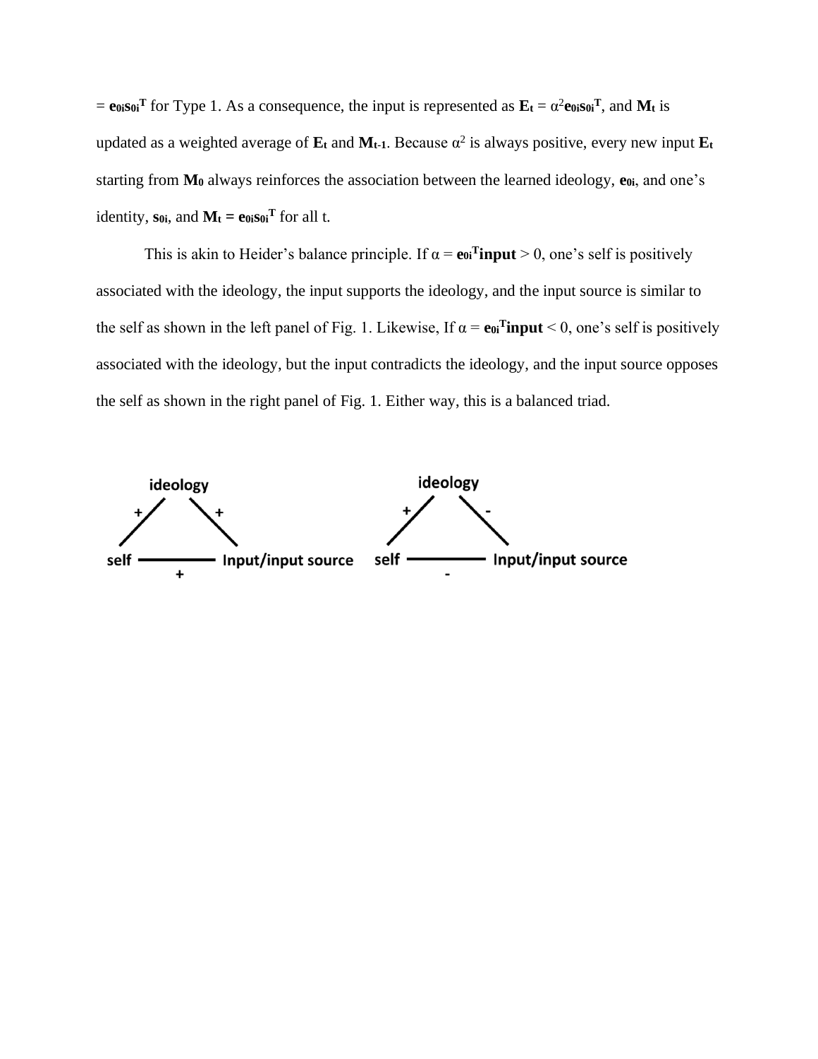$= \mathbf{e}_{0i}\mathbf{s}_{0i}^{\mathbf{T}}$ for Type 1. As a consequence, the input is represented as $\mathbf{E}_t = \alpha^2 \mathbf{e}_{0i}\mathbf{s}_{0i}^{\mathbf{T}}$, and $\mathbf{M}_t$ is updated as a weighted average of $\mathbf{E}_t$ and $\mathbf{M}_{t-1}$. Because $\alpha^2$ is always positive, every new input $\mathbf{E}_t$ starting from $\mathbf{M}_0$ always reinforces the association between the learned ideology, $\mathbf{e}_{0i}$, and one's identity, $\mathbf{s}_{0i}$, and $\mathbf{M}_t = \mathbf{e}_{0i}\mathbf{s}_{0i}^{\mathbf{T}}$ for all t.

This is akin to Heider's balance principle. If $\alpha = \mathbf{e}_{0i}^{\mathbf{T}}\mathbf{input} > 0$, one's self is positively associated with the ideology, the input supports the ideology, and the input source is similar to the self as shown in the left panel of Fig. 1. Likewise, If $\alpha = \mathbf{e}_{0i}^{\mathbf{T}}\mathbf{input} < 0$, one's self is positively associated with the ideology, but the input contradicts the ideology, and the input source opposes the self as shown in the right panel of Fig. 1. Either way, this is a balanced triad.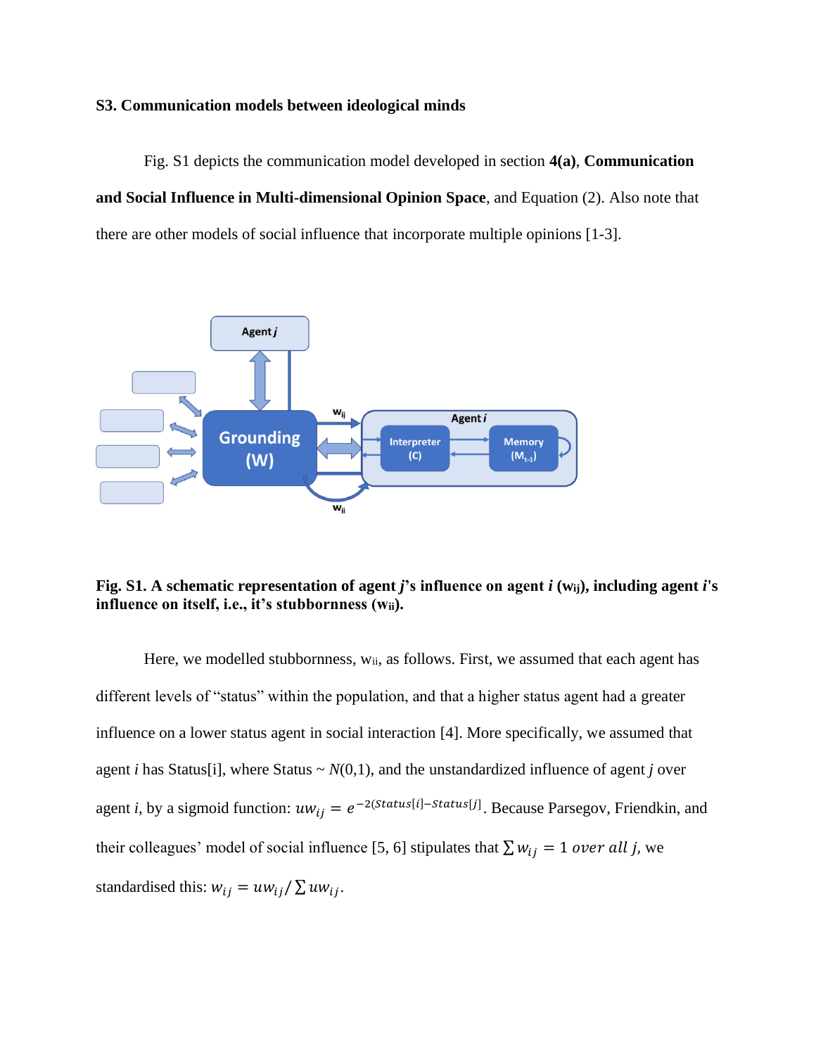### S3. Communication models between ideological minds

Fig. S1 depicts the communication model developed in section **4(a)**, **Communication and Social Influence in Multi-dimensional Opinion Space**, and Equation (2). Also note that there are other models of social influence that incorporate multiple opinions [1-3].

**Fig. S1. A schematic representation of agent *j*'s influence on agent *i* ($w_{ij}$), including agent *i*'s influence on itself, i.e., it's stubbornness ($w_{ii}$).**

Here, we modelled stubbornness, $w_{ii}$, as follows. First, we assumed that each agent has different levels of "status" within the population, and that a higher status agent had a greater influence on a lower status agent in social interaction [4]. More specifically, we assumed that agent *i* has Status[i], where Status ~ *N*(0,1), and the unstandardized influence of agent *j* over agent *i*, by a sigmoid function: $uw_{ij} = e^{-2(Status[i]-Status[j])}$. Because Parsegov, Friendkin, and their colleagues' model of social influence [5, 6] stipulates that $\sum w_{ij} = 1 \; over \; all \; j$, we standardised this: $w_{ij} = uw_{ij}/\sum uw_{ij}$.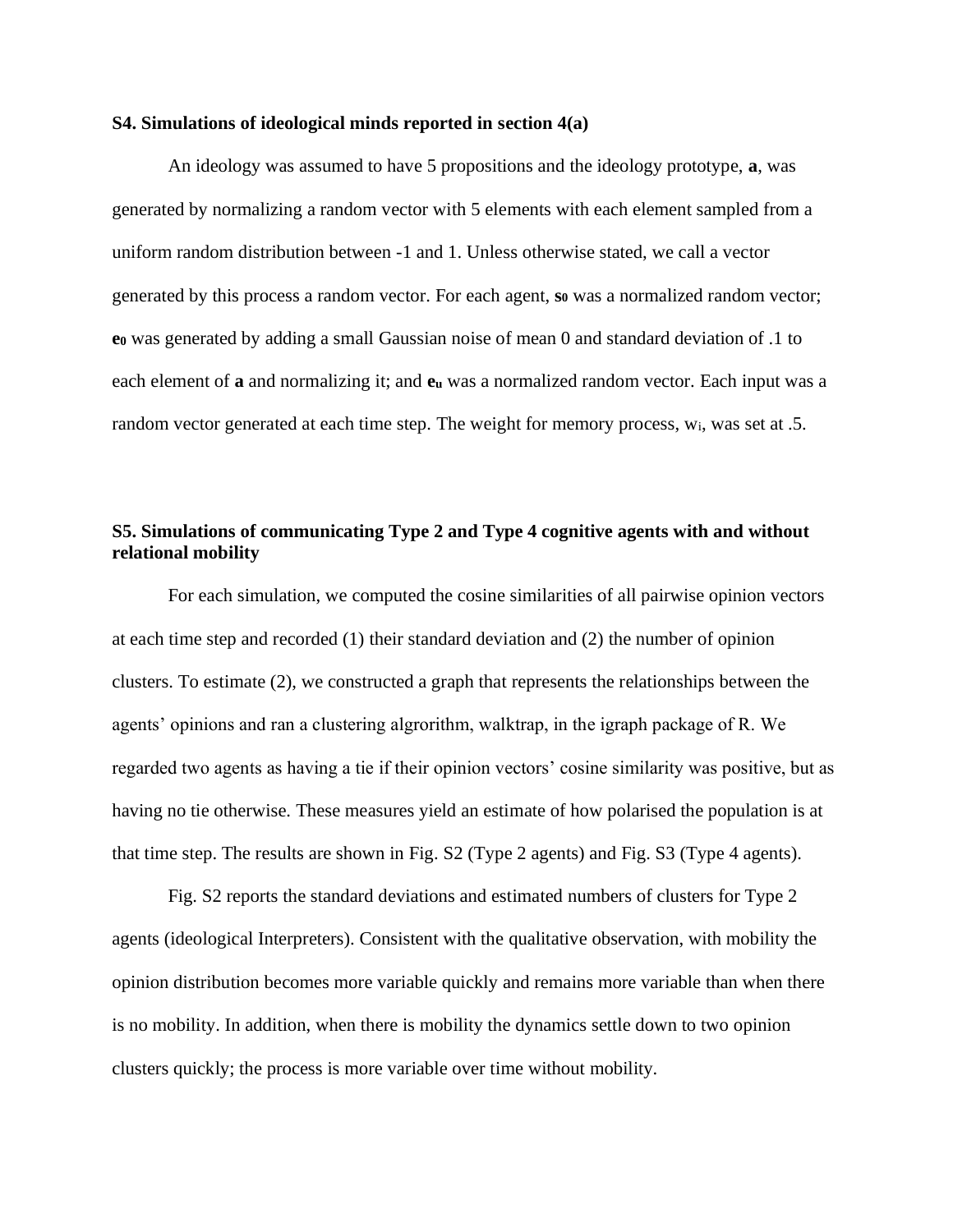### S4. Simulations of ideological minds reported in section 4(a)

An ideology was assumed to have 5 propositions and the ideology prototype, **a**, was generated by normalizing a random vector with 5 elements with each element sampled from a uniform random distribution between -1 and 1. Unless otherwise stated, we call a vector generated by this process a random vector. For each agent, $\mathbf{s_0}$ was a normalized random vector; $\mathbf{e_0}$ was generated by adding a small Gaussian noise of mean 0 and standard deviation of .1 to each element of **a** and normalizing it; and $\mathbf{e_u}$ was a normalized random vector. Each input was a random vector generated at each time step. The weight for memory process, $w_i$, was set at .5.

### S5. Simulations of communicating Type 2 and Type 4 cognitive agents with and without relational mobility

For each simulation, we computed the cosine similarities of all pairwise opinion vectors at each time step and recorded (1) their standard deviation and (2) the number of opinion clusters. To estimate (2), we constructed a graph that represents the relationships between the agents' opinions and ran a clustering algrorithm, walktrap, in the igraph package of R. We regarded two agents as having a tie if their opinion vectors' cosine similarity was positive, but as having no tie otherwise. These measures yield an estimate of how polarised the population is at that time step. The results are shown in Fig. S2 (Type 2 agents) and Fig. S3 (Type 4 agents).

Fig. S2 reports the standard deviations and estimated numbers of clusters for Type 2 agents (ideological Interpreters). Consistent with the qualitative observation, with mobility the opinion distribution becomes more variable quickly and remains more variable than when there is no mobility. In addition, when there is mobility the dynamics settle down to two opinion clusters quickly; the process is more variable over time without mobility.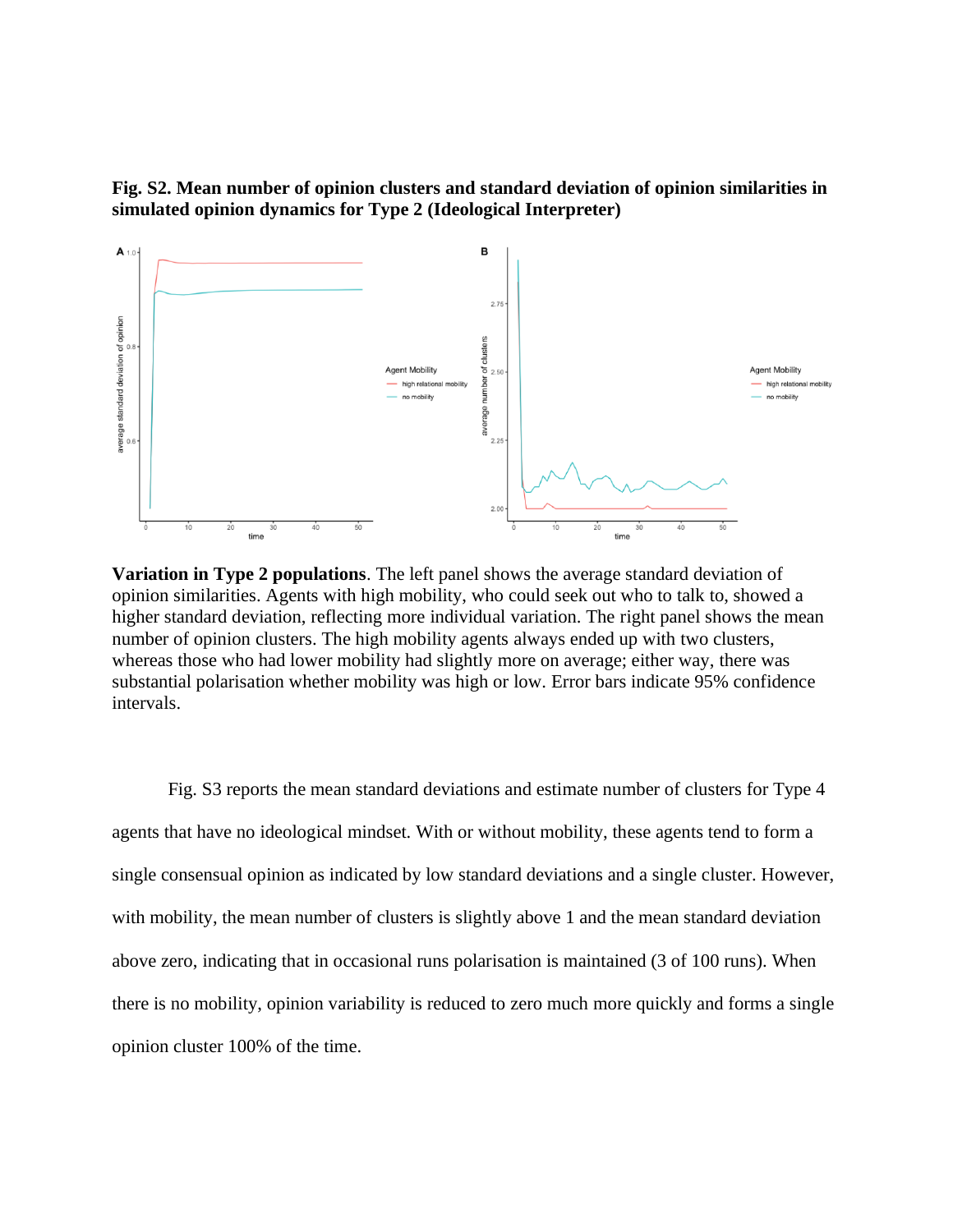**Fig. S2. Mean number of opinion clusters and standard deviation of opinion similarities in simulated opinion dynamics for Type 2 (Ideological Interpreter)**

**Variation in Type 2 populations**. The left panel shows the average standard deviation of opinion similarities. Agents with high mobility, who could seek out who to talk to, showed a higher standard deviation, reflecting more individual variation. The right panel shows the mean number of opinion clusters. The high mobility agents always ended up with two clusters, whereas those who had lower mobility had slightly more on average; either way, there was substantial polarisation whether mobility was high or low. Error bars indicate 95% confidence intervals.

Fig. S3 reports the mean standard deviations and estimate number of clusters for Type 4 agents that have no ideological mindset. With or without mobility, these agents tend to form a single consensual opinion as indicated by low standard deviations and a single cluster. However, with mobility, the mean number of clusters is slightly above 1 and the mean standard deviation above zero, indicating that in occasional runs polarisation is maintained (3 of 100 runs). When there is no mobility, opinion variability is reduced to zero much more quickly and forms a single opinion cluster 100% of the time.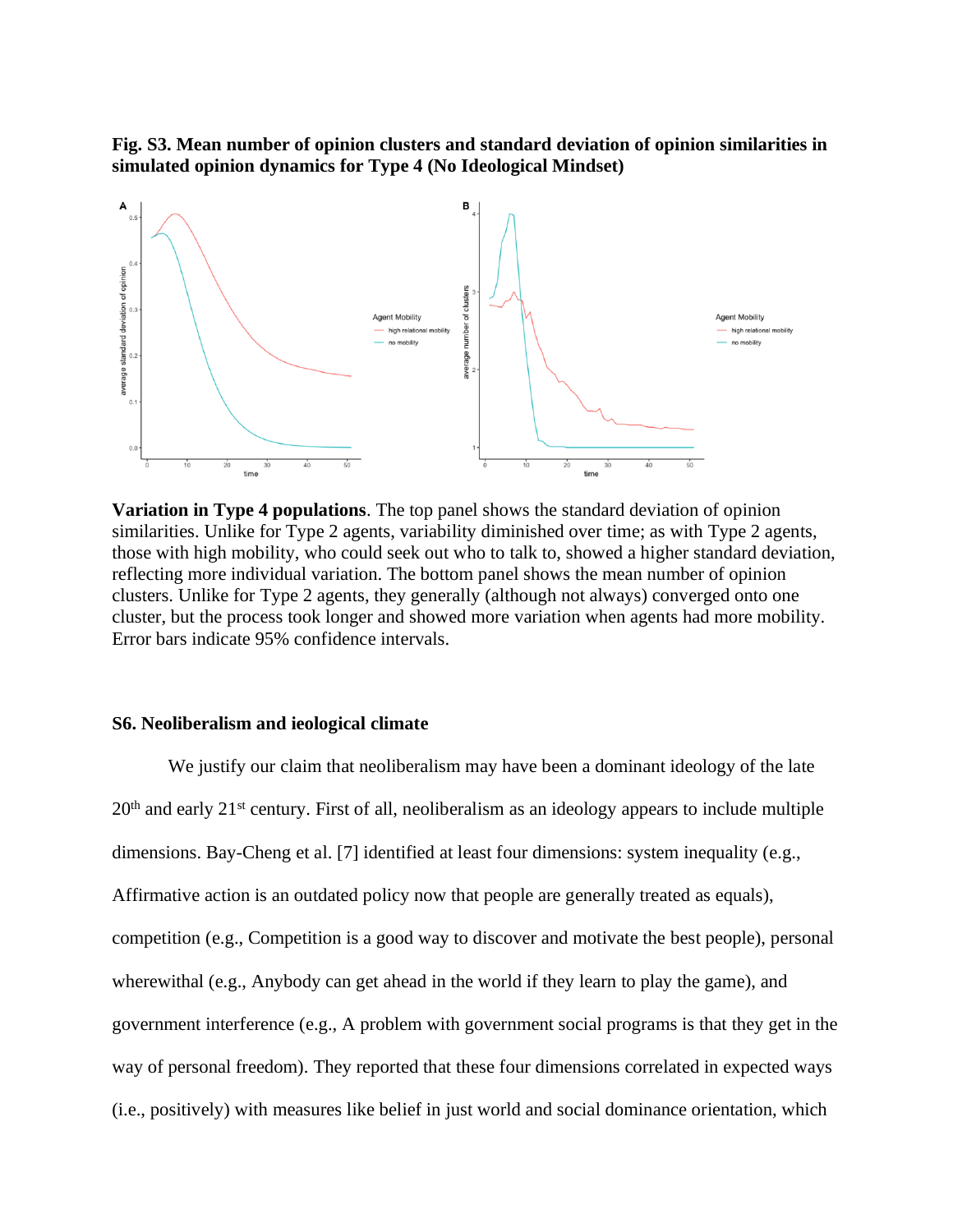**Fig. S3. Mean number of opinion clusters and standard deviation of opinion similarities in simulated opinion dynamics for Type 4 (No Ideological Mindset)**

**Variation in Type 4 populations**. The top panel shows the standard deviation of opinion similarities. Unlike for Type 2 agents, variability diminished over time; as with Type 2 agents, those with high mobility, who could seek out who to talk to, showed a higher standard deviation, reflecting more individual variation. The bottom panel shows the mean number of opinion clusters. Unlike for Type 2 agents, they generally (although not always) converged onto one cluster, but the process took longer and showed more variation when agents had more mobility. Error bars indicate 95% confidence intervals.

### S6. Neoliberalism and ieological climate

We justify our claim that neoliberalism may have been a dominant ideology of the late 20th and early 21st century. First of all, neoliberalism as an ideology appears to include multiple dimensions. Bay-Cheng et al. [7] identified at least four dimensions: system inequality (e.g., Affirmative action is an outdated policy now that people are generally treated as equals), competition (e.g., Competition is a good way to discover and motivate the best people), personal wherewithal (e.g., Anybody can get ahead in the world if they learn to play the game), and government interference (e.g., A problem with government social programs is that they get in the way of personal freedom). They reported that these four dimensions correlated in expected ways (i.e., positively) with measures like belief in just world and social dominance orientation, which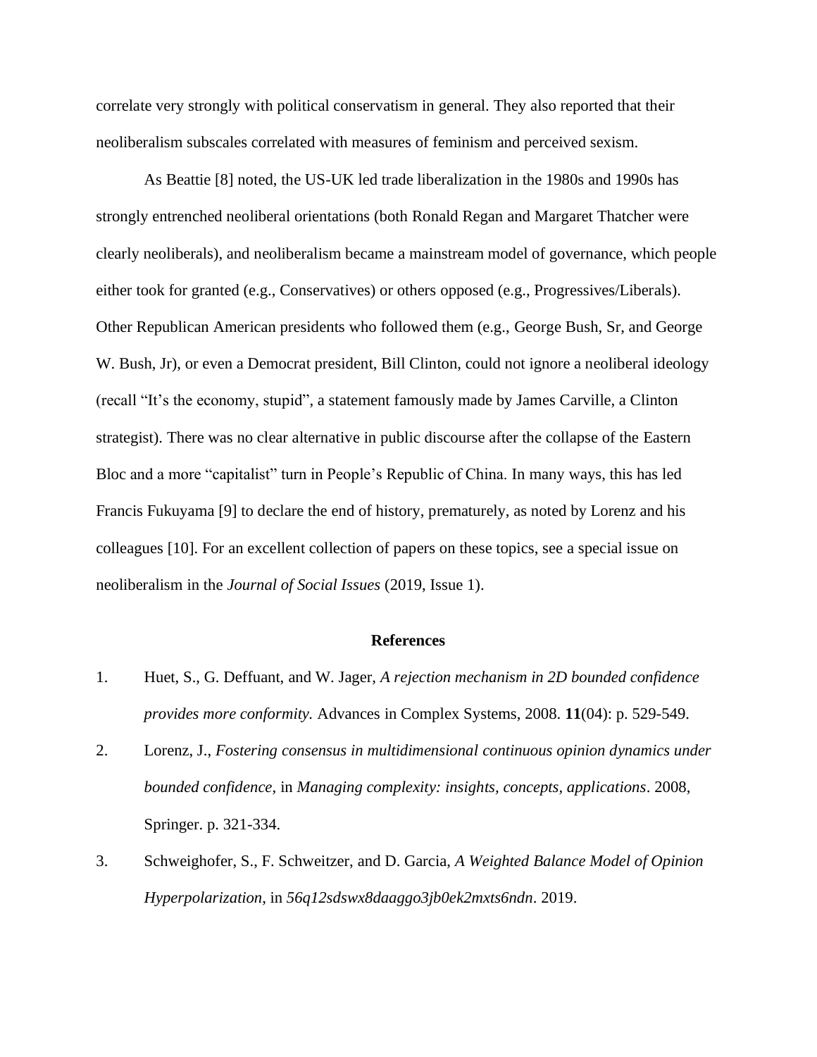correlate very strongly with political conservatism in general. They also reported that their neoliberalism subscales correlated with measures of feminism and perceived sexism.

As Beattie [8] noted, the US-UK led trade liberalization in the 1980s and 1990s has strongly entrenched neoliberal orientations (both Ronald Regan and Margaret Thatcher were clearly neoliberals), and neoliberalism became a mainstream model of governance, which people either took for granted (e.g., Conservatives) or others opposed (e.g., Progressives/Liberals). Other Republican American presidents who followed them (e.g., George Bush, Sr, and George W. Bush, Jr), or even a Democrat president, Bill Clinton, could not ignore a neoliberal ideology (recall "It's the economy, stupid", a statement famously made by James Carville, a Clinton strategist). There was no clear alternative in public discourse after the collapse of the Eastern Bloc and a more "capitalist" turn in People's Republic of China. In many ways, this has led Francis Fukuyama [9] to declare the end of history, prematurely, as noted by Lorenz and his colleagues [10]. For an excellent collection of papers on these topics, see a special issue on neoliberalism in the *Journal of Social Issues* (2019, Issue 1).

## References

1. Huet, S., G. Deffuant, and W. Jager, *A rejection mechanism in 2D bounded confidence provides more conformity.* Advances in Complex Systems, 2008. **11**(04): p. 529-549.
2. Lorenz, J., *Fostering consensus in multidimensional continuous opinion dynamics under bounded confidence*, in *Managing complexity: insights, concepts, applications*. 2008, Springer. p. 321-334.
3. Schweighofer, S., F. Schweitzer, and D. Garcia, *A Weighted Balance Model of Opinion Hyperpolarization*, in *56q12sdswx8daaggo3jb0ek2mxts6ndn*. 2019.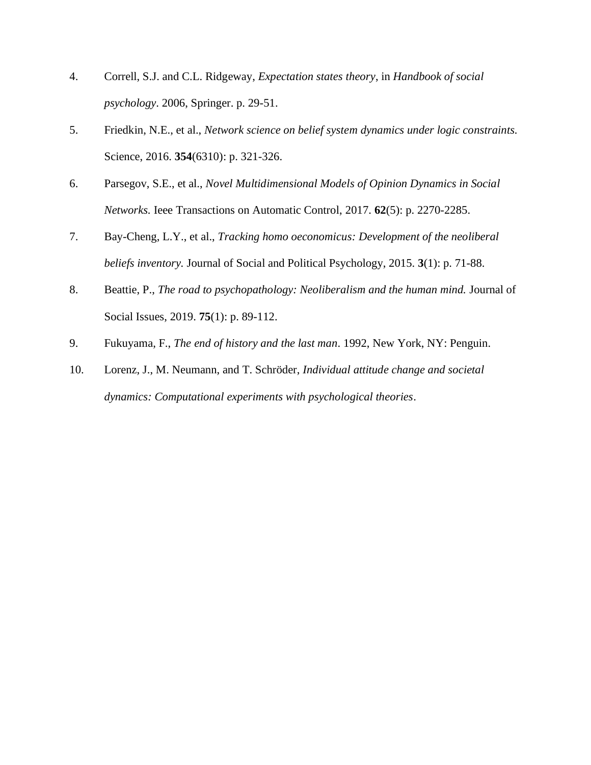4. Correll, S.J. and C.L. Ridgeway, *Expectation states theory*, in *Handbook of social psychology*. 2006, Springer. p. 29-51.
5. Friedkin, N.E., et al., *Network science on belief system dynamics under logic constraints.* Science, 2016. **354**(6310): p. 321-326.
6. Parsegov, S.E., et al., *Novel Multidimensional Models of Opinion Dynamics in Social Networks.* Ieee Transactions on Automatic Control, 2017. **62**(5): p. 2270-2285.
7. Bay-Cheng, L.Y., et al., *Tracking homo oeconomicus: Development of the neoliberal beliefs inventory.* Journal of Social and Political Psychology, 2015. **3**(1): p. 71-88.
8. Beattie, P., *The road to psychopathology: Neoliberalism and the human mind.* Journal of Social Issues, 2019. **75**(1): p. 89-112.
9. Fukuyama, F., *The end of history and the last man*. 1992, New York, NY: Penguin.
10. Lorenz, J., M. Neumann, and T. Schröder, *Individual attitude change and societal dynamics: Computational experiments with psychological theories*.